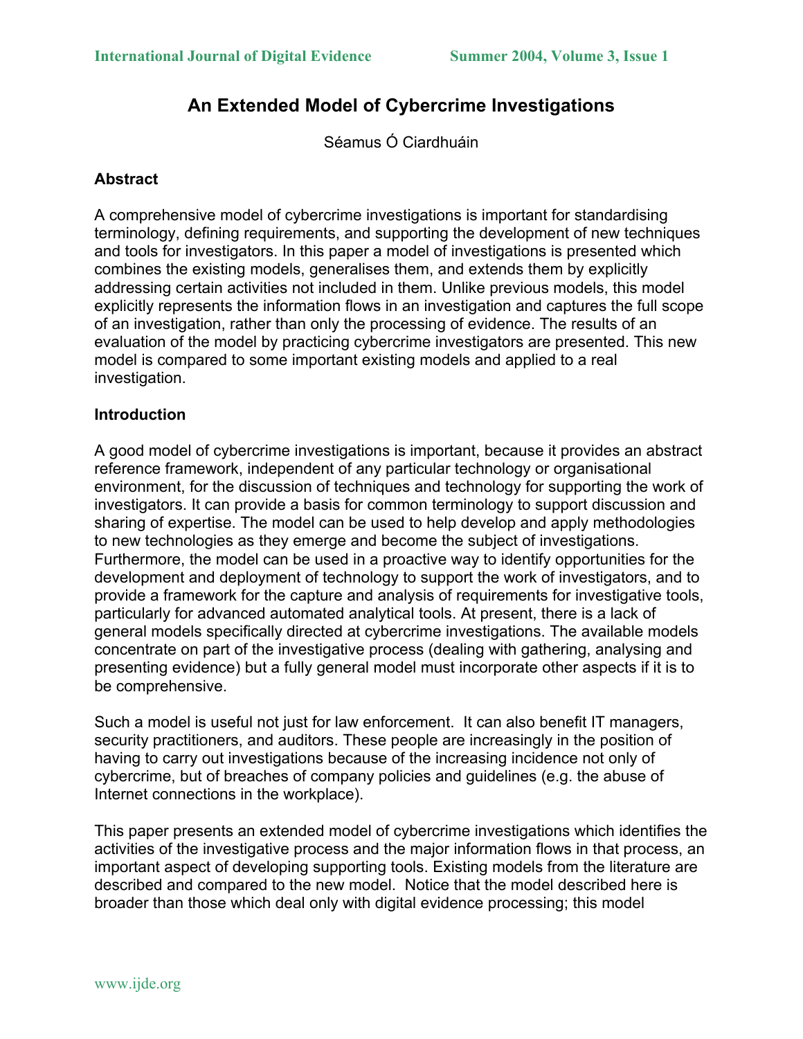# An Extended Model of Cybercrime Investigations

Séamus Ó Ciardhuáin

## Abstract

A comprehensive model of cybercrime investigations is important for standardising terminology, defining requirements, and supporting the development of new techniques and tools for investigators. In this paper a model of investigations is presented which combines the existing models, generalises them, and extends them by explicitly addressing certain activities not included in them. Unlike previous models, this model explicitly represents the information flows in an investigation and captures the full scope of an investigation, rather than only the processing of evidence. The results of an evaluation of the model by practicing cybercrime investigators are presented. This new model is compared to some important existing models and applied to a real investigation.

## Introduction

A good model of cybercrime investigations is important, because it provides an abstract reference framework, independent of any particular technology or organisational environment, for the discussion of techniques and technology for supporting the work of investigators. It can provide a basis for common terminology to support discussion and sharing of expertise. The model can be used to help develop and apply methodologies to new technologies as they emerge and become the subject of investigations. Furthermore, the model can be used in a proactive way to identify opportunities for the development and deployment of technology to support the work of investigators, and to provide a framework for the capture and analysis of requirements for investigative tools, particularly for advanced automated analytical tools. At present, there is a lack of general models specifically directed at cybercrime investigations. The available models concentrate on part of the investigative process (dealing with gathering, analysing and presenting evidence) but a fully general model must incorporate other aspects if it is to be comprehensive.

Such a model is useful not just for law enforcement. It can also benefit IT managers, security practitioners, and auditors. These people are increasingly in the position of having to carry out investigations because of the increasing incidence not only of cybercrime, but of breaches of company policies and guidelines (e.g. the abuse of Internet connections in the workplace).

This paper presents an extended model of cybercrime investigations which identifies the activities of the investigative process and the major information flows in that process, an important aspect of developing supporting tools. Existing models from the literature are described and compared to the new model. Notice that the model described here is broader than those which deal only with digital evidence processing; this model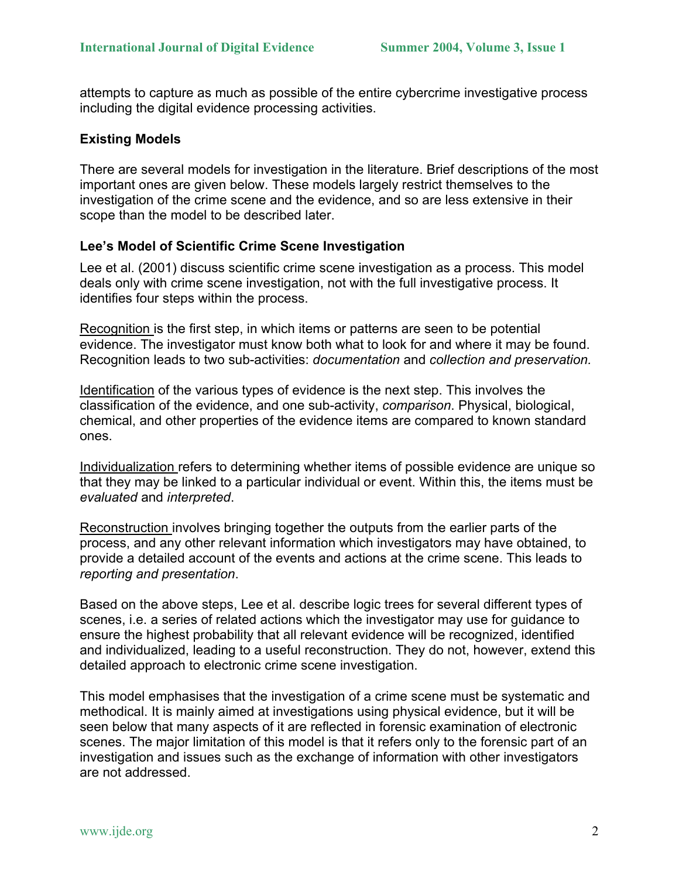attempts to capture as much as possible of the entire cybercrime investigative process including the digital evidence processing activities.

## Existing Models

There are several models for investigation in the literature. Brief descriptions of the most important ones are given below. These models largely restrict themselves to the investigation of the crime scene and the evidence, and so are less extensive in their scope than the model to be described later.

### Lee's Model of Scientific Crime Scene Investigation

Lee et al. (2001) discuss scientific crime scene investigation as a process. This model deals only with crime scene investigation, not with the full investigative process. It identifies four steps within the process.

<u>Recognition</u> is the first step, in which items or patterns are seen to be potential evidence. The investigator must know both what to look for and where it may be found. Recognition leads to two sub-activities: *documentation* and *collection and preservation.*

<u>Identification</u> of the various types of evidence is the next step. This involves the classification of the evidence, and one sub-activity, *comparison*. Physical, biological, chemical, and other properties of the evidence items are compared to known standard ones.

<u>Individualization</u> refers to determining whether items of possible evidence are unique so that they may be linked to a particular individual or event. Within this, the items must be *evaluated* and *interpreted*.

<u>Reconstruction</u> involves bringing together the outputs from the earlier parts of the process, and any other relevant information which investigators may have obtained, to provide a detailed account of the events and actions at the crime scene. This leads to *reporting and presentation*.

Based on the above steps, Lee et al. describe logic trees for several different types of scenes, i.e. a series of related actions which the investigator may use for guidance to ensure the highest probability that all relevant evidence will be recognized, identified and individualized, leading to a useful reconstruction. They do not, however, extend this detailed approach to electronic crime scene investigation.

This model emphasises that the investigation of a crime scene must be systematic and methodical. It is mainly aimed at investigations using physical evidence, but it will be seen below that many aspects of it are reflected in forensic examination of electronic scenes. The major limitation of this model is that it refers only to the forensic part of an investigation and issues such as the exchange of information with other investigators are not addressed.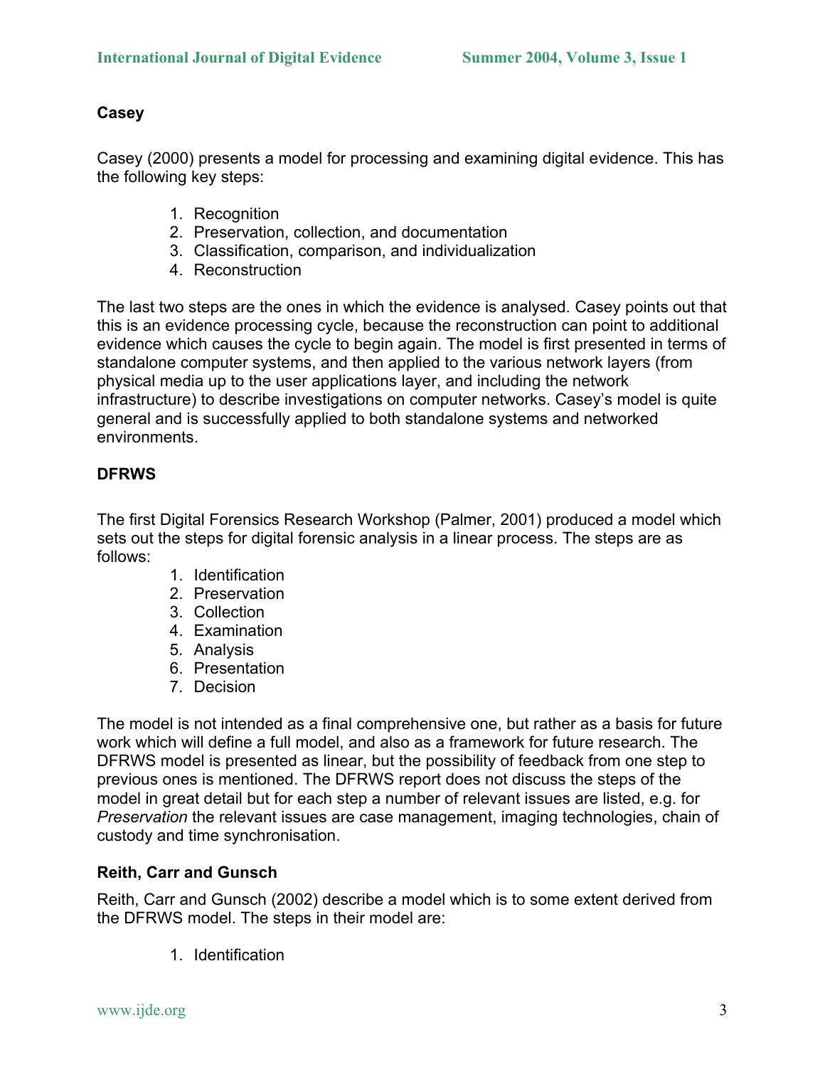### Casey

Casey (2000) presents a model for processing and examining digital evidence. This has the following key steps:

1. Recognition
2. Preservation, collection, and documentation
3. Classification, comparison, and individualization
4. Reconstruction

The last two steps are the ones in which the evidence is analysed. Casey points out that this is an evidence processing cycle, because the reconstruction can point to additional evidence which causes the cycle to begin again. The model is first presented in terms of standalone computer systems, and then applied to the various network layers (from physical media up to the user applications layer, and including the network infrastructure) to describe investigations on computer networks. Casey's model is quite general and is successfully applied to both standalone systems and networked environments.

### DFRWS

The first Digital Forensics Research Workshop (Palmer, 2001) produced a model which sets out the steps for digital forensic analysis in a linear process. The steps are as follows:

1. Identification
2. Preservation
3. Collection
4. Examination
5. Analysis
6. Presentation
7. Decision

The model is not intended as a final comprehensive one, but rather as a basis for future work which will define a full model, and also as a framework for future research. The DFRWS model is presented as linear, but the possibility of feedback from one step to previous ones is mentioned. The DFRWS report does not discuss the steps of the model in great detail but for each step a number of relevant issues are listed, e.g. for *Preservation* the relevant issues are case management, imaging technologies, chain of custody and time synchronisation.

### Reith, Carr and Gunsch

Reith, Carr and Gunsch (2002) describe a model which is to some extent derived from the DFRWS model. The steps in their model are:

1. Identification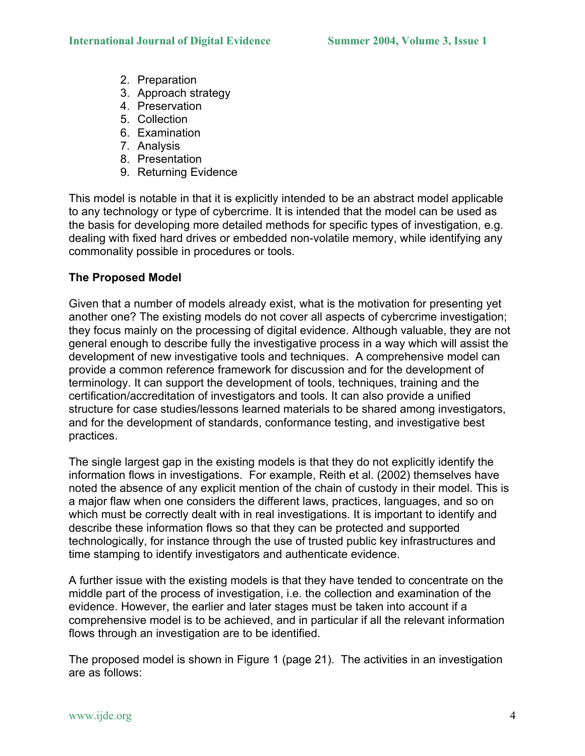2. Preparation
3. Approach strategy
4. Preservation
5. Collection
6. Examination
7. Analysis
8. Presentation
9. Returning Evidence

This model is notable in that it is explicitly intended to be an abstract model applicable to any technology or type of cybercrime. It is intended that the model can be used as the basis for developing more detailed methods for specific types of investigation, e.g. dealing with fixed hard drives or embedded non-volatile memory, while identifying any commonality possible in procedures or tools.

**The Proposed Model**

Given that a number of models already exist, what is the motivation for presenting yet another one? The existing models do not cover all aspects of cybercrime investigation; they focus mainly on the processing of digital evidence. Although valuable, they are not general enough to describe fully the investigative process in a way which will assist the development of new investigative tools and techniques. A comprehensive model can provide a common reference framework for discussion and for the development of terminology. It can support the development of tools, techniques, training and the certification/accreditation of investigators and tools. It can also provide a unified structure for case studies/lessons learned materials to be shared among investigators, and for the development of standards, conformance testing, and investigative best practices.

The single largest gap in the existing models is that they do not explicitly identify the information flows in investigations. For example, Reith et al. (2002) themselves have noted the absence of any explicit mention of the chain of custody in their model. This is a major flaw when one considers the different laws, practices, languages, and so on which must be correctly dealt with in real investigations. It is important to identify and describe these information flows so that they can be protected and supported technologically, for instance through the use of trusted public key infrastructures and time stamping to identify investigators and authenticate evidence.

A further issue with the existing models is that they have tended to concentrate on the middle part of the process of investigation, i.e. the collection and examination of the evidence. However, the earlier and later stages must be taken into account if a comprehensive model is to be achieved, and in particular if all the relevant information flows through an investigation are to be identified.

The proposed model is shown in Figure 1 (page 21). The activities in an investigation are as follows: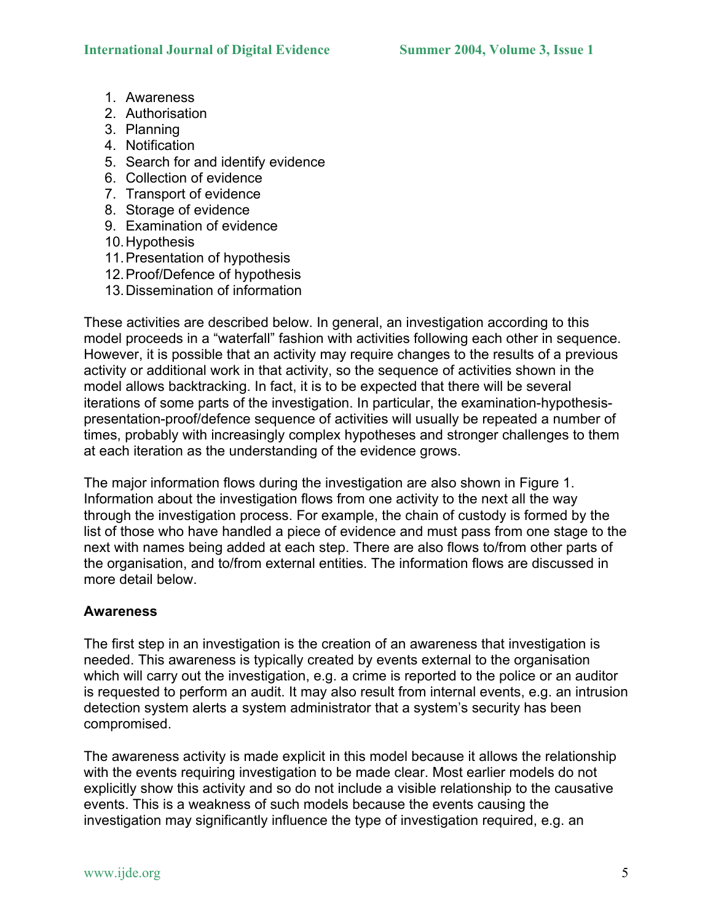1. Awareness
2. Authorisation
3. Planning
4. Notification
5. Search for and identify evidence
6. Collection of evidence
7. Transport of evidence
8. Storage of evidence
9. Examination of evidence
10. Hypothesis
11. Presentation of hypothesis
12. Proof/Defence of hypothesis
13. Dissemination of information

These activities are described below. In general, an investigation according to this model proceeds in a "waterfall" fashion with activities following each other in sequence. However, it is possible that an activity may require changes to the results of a previous activity or additional work in that activity, so the sequence of activities shown in the model allows backtracking. In fact, it is to be expected that there will be several iterations of some parts of the investigation. In particular, the examination-hypothesis-presentation-proof/defence sequence of activities will usually be repeated a number of times, probably with increasingly complex hypotheses and stronger challenges to them at each iteration as the understanding of the evidence grows.

The major information flows during the investigation are also shown in Figure 1. Information about the investigation flows from one activity to the next all the way through the investigation process. For example, the chain of custody is formed by the list of those who have handled a piece of evidence and must pass from one stage to the next with names being added at each step. There are also flows to/from other parts of the organisation, and to/from external entities. The information flows are discussed in more detail below.

**Awareness**

The first step in an investigation is the creation of an awareness that investigation is needed. This awareness is typically created by events external to the organisation which will carry out the investigation, e.g. a crime is reported to the police or an auditor is requested to perform an audit. It may also result from internal events, e.g. an intrusion detection system alerts a system administrator that a system's security has been compromised.

The awareness activity is made explicit in this model because it allows the relationship with the events requiring investigation to be made clear. Most earlier models do not explicitly show this activity and so do not include a visible relationship to the causative events. This is a weakness of such models because the events causing the investigation may significantly influence the type of investigation required, e.g. an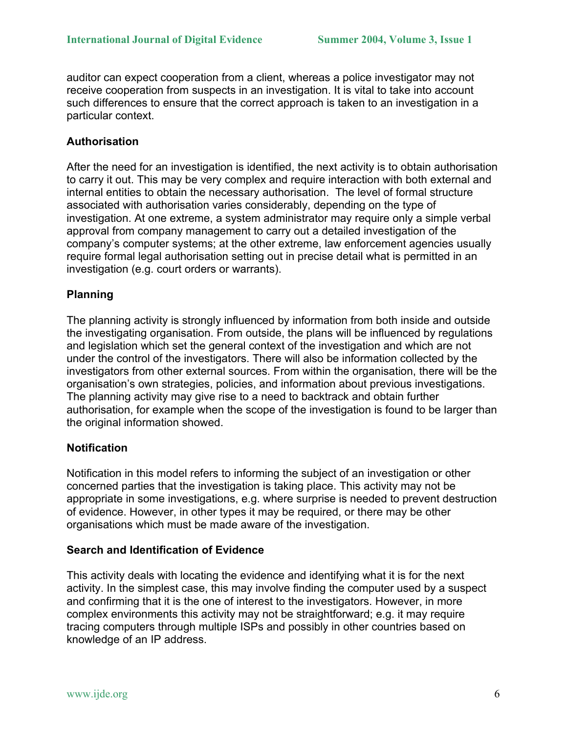auditor can expect cooperation from a client, whereas a police investigator may not receive cooperation from suspects in an investigation. It is vital to take into account such differences to ensure that the correct approach is taken to an investigation in a particular context.

### Authorisation

After the need for an investigation is identified, the next activity is to obtain authorisation to carry it out. This may be very complex and require interaction with both external and internal entities to obtain the necessary authorisation. The level of formal structure associated with authorisation varies considerably, depending on the type of investigation. At one extreme, a system administrator may require only a simple verbal approval from company management to carry out a detailed investigation of the company's computer systems; at the other extreme, law enforcement agencies usually require formal legal authorisation setting out in precise detail what is permitted in an investigation (e.g. court orders or warrants).

### Planning

The planning activity is strongly influenced by information from both inside and outside the investigating organisation. From outside, the plans will be influenced by regulations and legislation which set the general context of the investigation and which are not under the control of the investigators. There will also be information collected by the investigators from other external sources. From within the organisation, there will be the organisation's own strategies, policies, and information about previous investigations. The planning activity may give rise to a need to backtrack and obtain further authorisation, for example when the scope of the investigation is found to be larger than the original information showed.

### Notification

Notification in this model refers to informing the subject of an investigation or other concerned parties that the investigation is taking place. This activity may not be appropriate in some investigations, e.g. where surprise is needed to prevent destruction of evidence. However, in other types it may be required, or there may be other organisations which must be made aware of the investigation.

### Search and Identification of Evidence

This activity deals with locating the evidence and identifying what it is for the next activity. In the simplest case, this may involve finding the computer used by a suspect and confirming that it is the one of interest to the investigators. However, in more complex environments this activity may not be straightforward; e.g. it may require tracing computers through multiple ISPs and possibly in other countries based on knowledge of an IP address.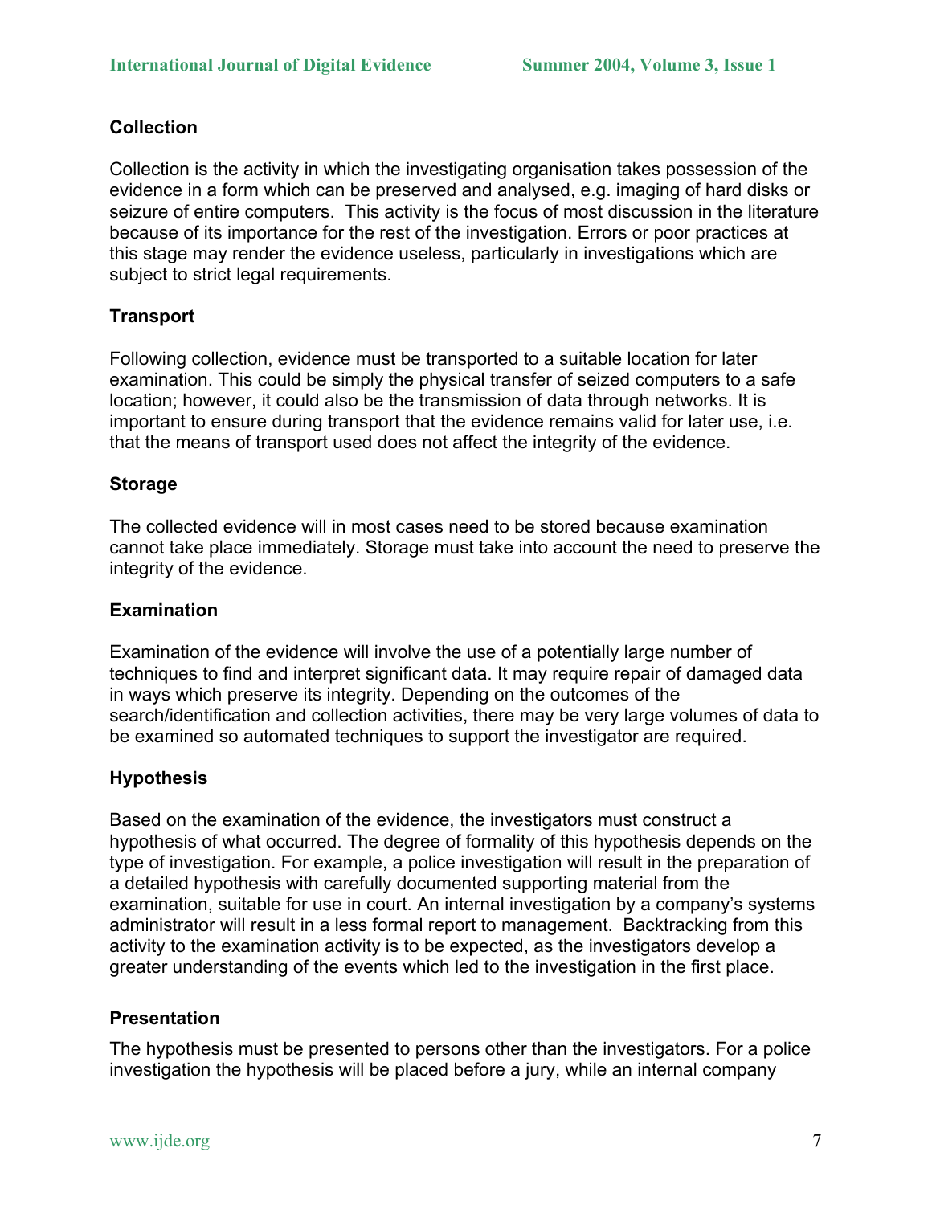**Collection**

Collection is the activity in which the investigating organisation takes possession of the evidence in a form which can be preserved and analysed, e.g. imaging of hard disks or seizure of entire computers. This activity is the focus of most discussion in the literature because of its importance for the rest of the investigation. Errors or poor practices at this stage may render the evidence useless, particularly in investigations which are subject to strict legal requirements.

**Transport**

Following collection, evidence must be transported to a suitable location for later examination. This could be simply the physical transfer of seized computers to a safe location; however, it could also be the transmission of data through networks. It is important to ensure during transport that the evidence remains valid for later use, i.e. that the means of transport used does not affect the integrity of the evidence.

**Storage**

The collected evidence will in most cases need to be stored because examination cannot take place immediately. Storage must take into account the need to preserve the integrity of the evidence.

**Examination**

Examination of the evidence will involve the use of a potentially large number of techniques to find and interpret significant data. It may require repair of damaged data in ways which preserve its integrity. Depending on the outcomes of the search/identification and collection activities, there may be very large volumes of data to be examined so automated techniques to support the investigator are required.

**Hypothesis**

Based on the examination of the evidence, the investigators must construct a hypothesis of what occurred. The degree of formality of this hypothesis depends on the type of investigation. For example, a police investigation will result in the preparation of a detailed hypothesis with carefully documented supporting material from the examination, suitable for use in court. An internal investigation by a company's systems administrator will result in a less formal report to management. Backtracking from this activity to the examination activity is to be expected, as the investigators develop a greater understanding of the events which led to the investigation in the first place.

**Presentation**

The hypothesis must be presented to persons other than the investigators. For a police investigation the hypothesis will be placed before a jury, while an internal company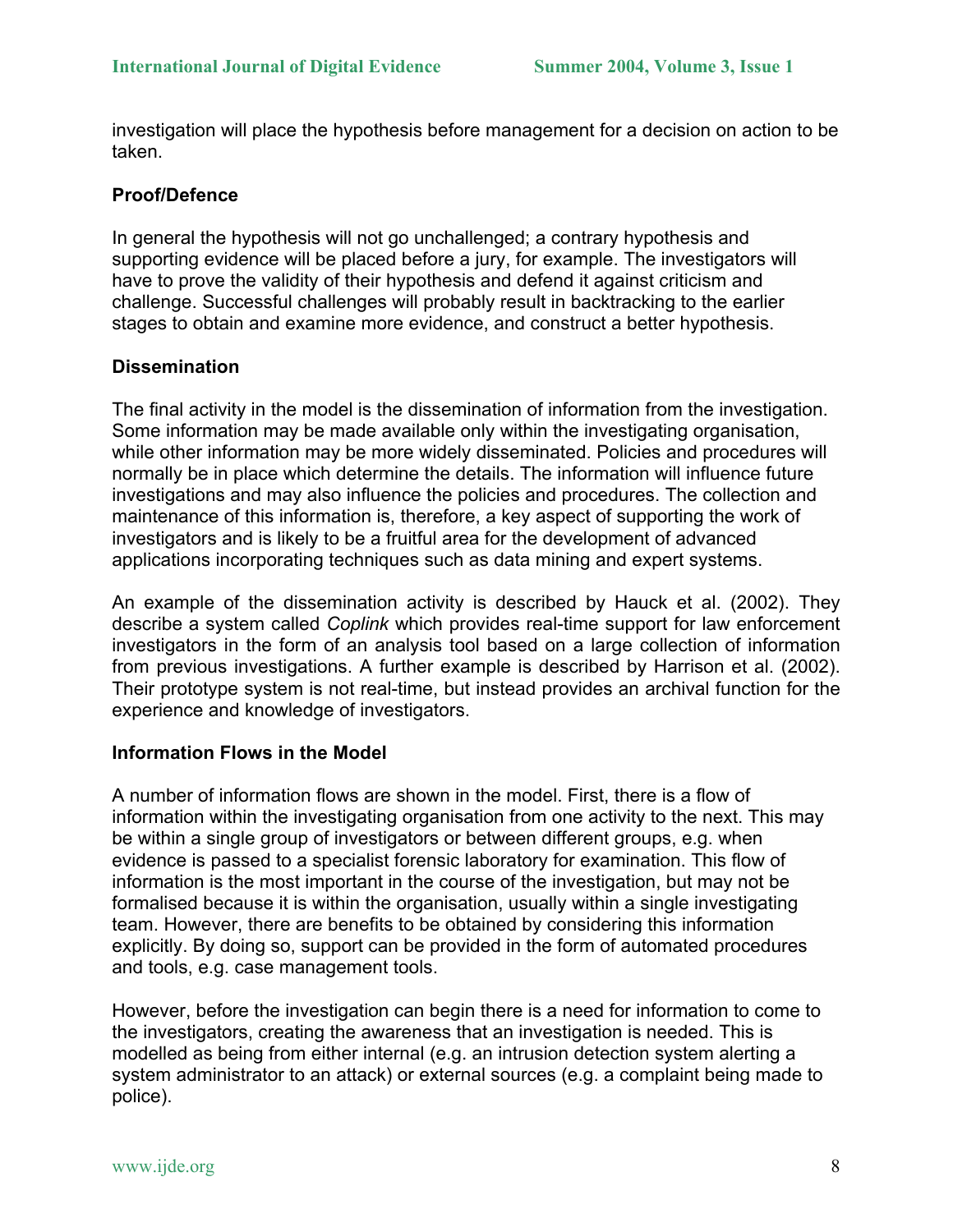investigation will place the hypothesis before management for a decision on action to be taken.

### Proof/Defence

In general the hypothesis will not go unchallenged; a contrary hypothesis and supporting evidence will be placed before a jury, for example. The investigators will have to prove the validity of their hypothesis and defend it against criticism and challenge. Successful challenges will probably result in backtracking to the earlier stages to obtain and examine more evidence, and construct a better hypothesis.

### Dissemination

The final activity in the model is the dissemination of information from the investigation. Some information may be made available only within the investigating organisation, while other information may be more widely disseminated. Policies and procedures will normally be in place which determine the details. The information will influence future investigations and may also influence the policies and procedures. The collection and maintenance of this information is, therefore, a key aspect of supporting the work of investigators and is likely to be a fruitful area for the development of advanced applications incorporating techniques such as data mining and expert systems.

An example of the dissemination activity is described by Hauck et al. (2002). They describe a system called *Coplink* which provides real-time support for law enforcement investigators in the form of an analysis tool based on a large collection of information from previous investigations. A further example is described by Harrison et al. (2002). Their prototype system is not real-time, but instead provides an archival function for the experience and knowledge of investigators.

### Information Flows in the Model

A number of information flows are shown in the model. First, there is a flow of information within the investigating organisation from one activity to the next. This may be within a single group of investigators or between different groups, e.g. when evidence is passed to a specialist forensic laboratory for examination. This flow of information is the most important in the course of the investigation, but may not be formalised because it is within the organisation, usually within a single investigating team. However, there are benefits to be obtained by considering this information explicitly. By doing so, support can be provided in the form of automated procedures and tools, e.g. case management tools.

However, before the investigation can begin there is a need for information to come to the investigators, creating the awareness that an investigation is needed. This is modelled as being from either internal (e.g. an intrusion detection system alerting a system administrator to an attack) or external sources (e.g. a complaint being made to police).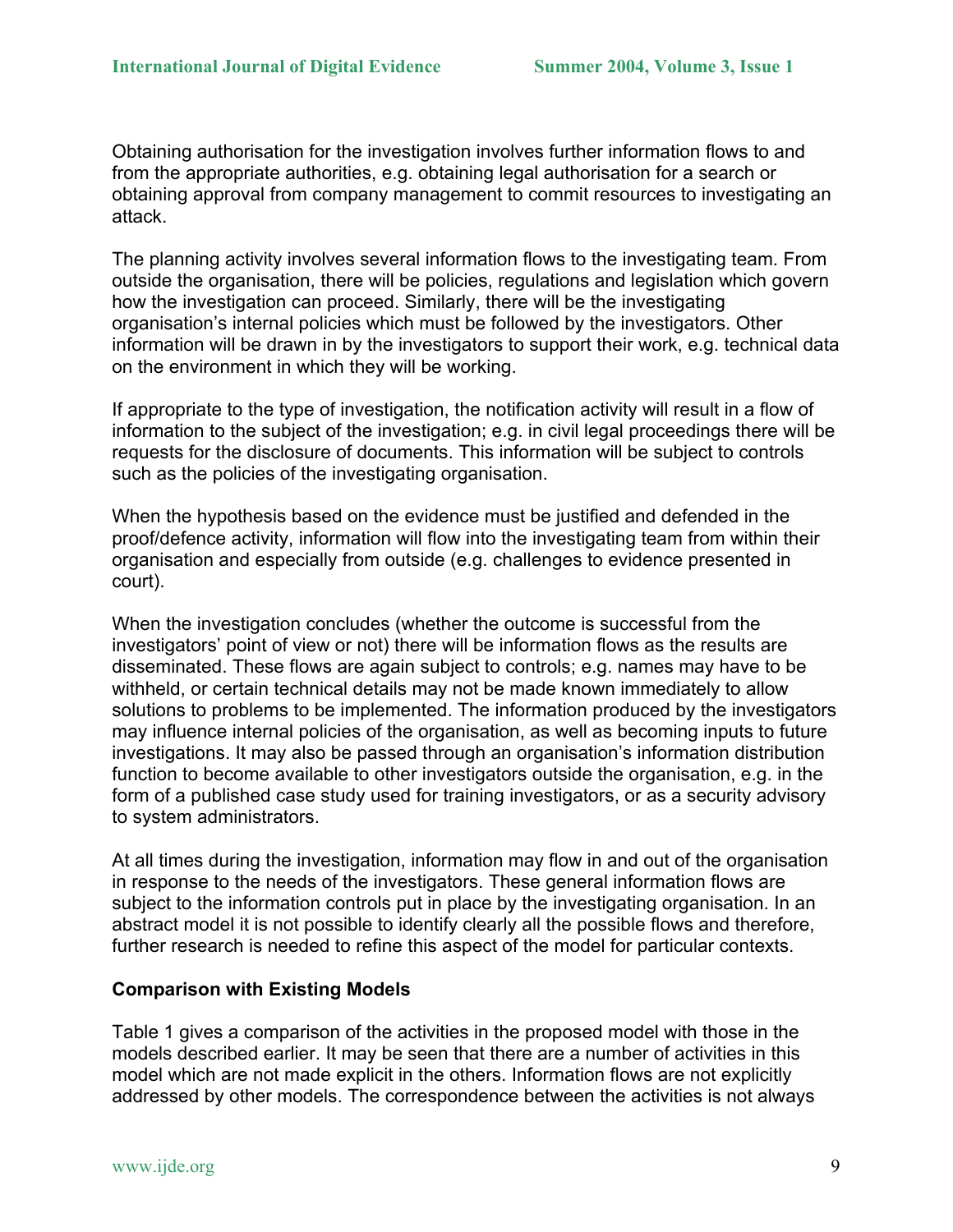Obtaining authorisation for the investigation involves further information flows to and from the appropriate authorities, e.g. obtaining legal authorisation for a search or obtaining approval from company management to commit resources to investigating an attack.

The planning activity involves several information flows to the investigating team. From outside the organisation, there will be policies, regulations and legislation which govern how the investigation can proceed. Similarly, there will be the investigating organisation's internal policies which must be followed by the investigators. Other information will be drawn in by the investigators to support their work, e.g. technical data on the environment in which they will be working.

If appropriate to the type of investigation, the notification activity will result in a flow of information to the subject of the investigation; e.g. in civil legal proceedings there will be requests for the disclosure of documents. This information will be subject to controls such as the policies of the investigating organisation.

When the hypothesis based on the evidence must be justified and defended in the proof/defence activity, information will flow into the investigating team from within their organisation and especially from outside (e.g. challenges to evidence presented in court).

When the investigation concludes (whether the outcome is successful from the investigators' point of view or not) there will be information flows as the results are disseminated. These flows are again subject to controls; e.g. names may have to be withheld, or certain technical details may not be made known immediately to allow solutions to problems to be implemented. The information produced by the investigators may influence internal policies of the organisation, as well as becoming inputs to future investigations. It may also be passed through an organisation's information distribution function to become available to other investigators outside the organisation, e.g. in the form of a published case study used for training investigators, or as a security advisory to system administrators.

At all times during the investigation, information may flow in and out of the organisation in response to the needs of the investigators. These general information flows are subject to the information controls put in place by the investigating organisation. In an abstract model it is not possible to identify clearly all the possible flows and therefore, further research is needed to refine this aspect of the model for particular contexts.

### Comparison with Existing Models

Table 1 gives a comparison of the activities in the proposed model with those in the models described earlier. It may be seen that there are a number of activities in this model which are not made explicit in the others. Information flows are not explicitly addressed by other models. The correspondence between the activities is not always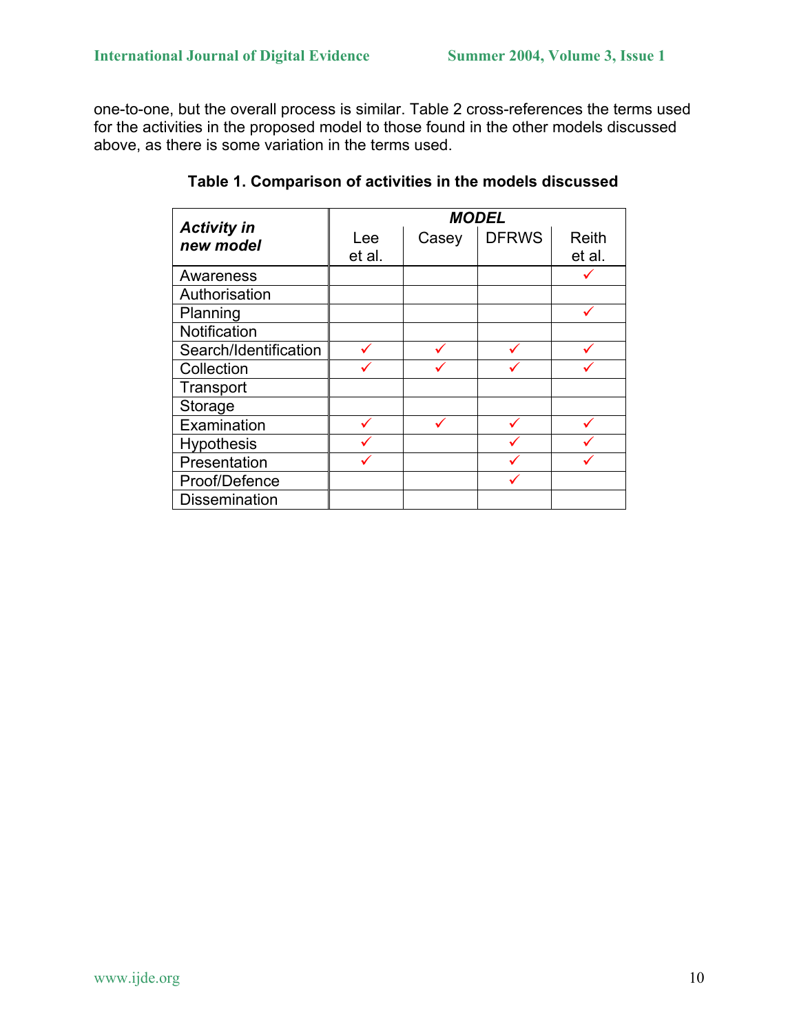one-to-one, but the overall process is similar. Table 2 cross-references the terms used for the activities in the proposed model to those found in the other models discussed above, as there is some variation in the terms used.

**Table 1. Comparison of activities in the models discussed**

| ***Activity in new model*** | ***MODEL*** | | | |
|---|---|---|---|---|
| | Lee et al. | Casey | DFRWS | Reith et al. |
| Awareness | | | | ✓ |
| Authorisation | | | | |
| Planning | | | | ✓ |
| Notification | | | | |
| Search/Identification | ✓ | ✓ | ✓ | ✓ |
| Collection | ✓ | ✓ | ✓ | ✓ |
| Transport | | | | |
| Storage | | | | |
| Examination | ✓ | ✓ | ✓ | ✓ |
| Hypothesis | ✓ | | ✓ | ✓ |
| Presentation | ✓ | | ✓ | ✓ |
| Proof/Defence | | | ✓ | |
| Dissemination | | | | |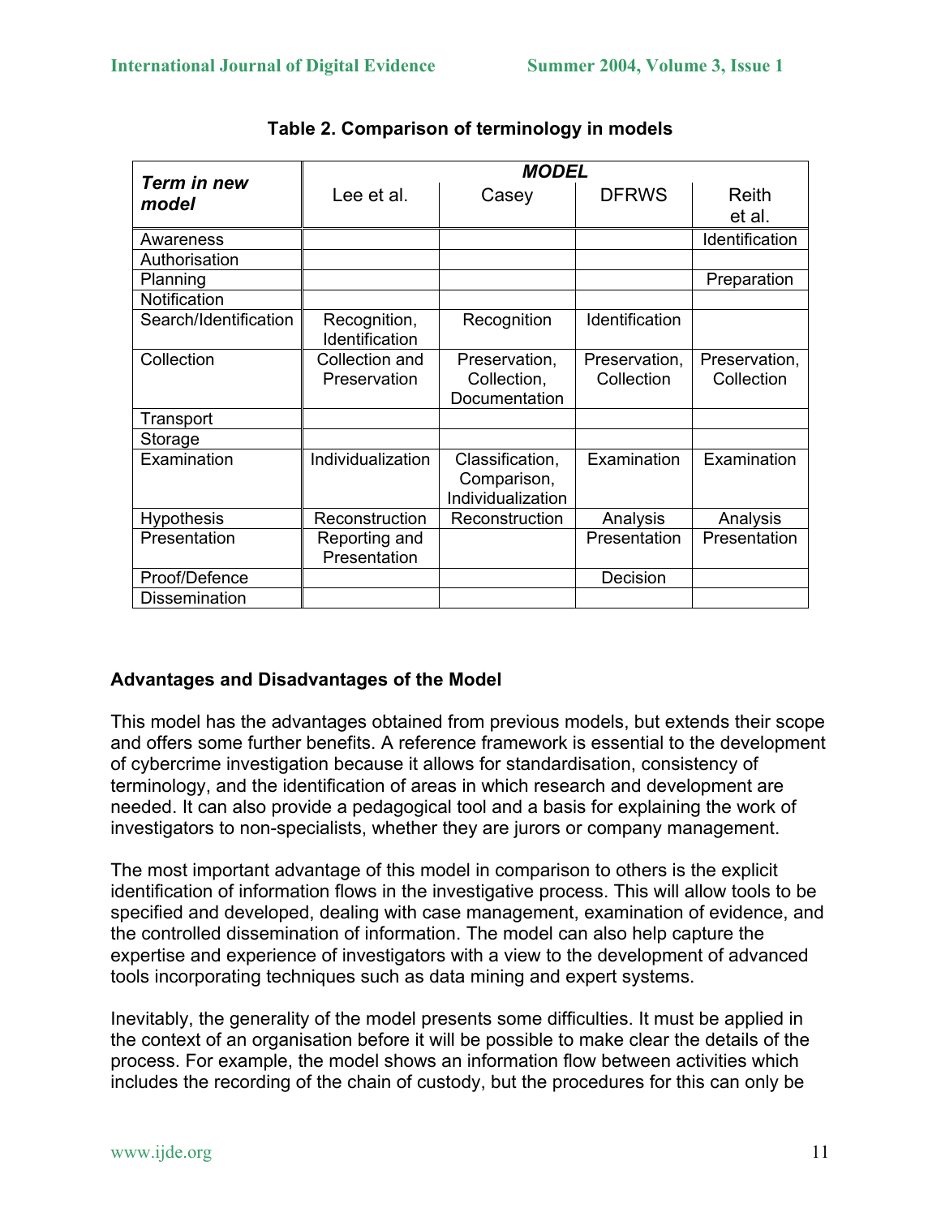**Table 2. Comparison of terminology in models**

| *Term in new model* | *MODEL* | | | |
|---|---|---|---|---|
| | Lee et al. | Casey | DFRWS | Reith et al. |
| Awareness | | | | Identification |
| Authorisation | | | | |
| Planning | | | | Preparation |
| Notification | | | | |
| Search/Identification | Recognition, Identification | Recognition | Identification | |
| Collection | Collection and Preservation | Preservation, Collection, Documentation | Preservation, Collection | Preservation, Collection |
| Transport | | | | |
| Storage | | | | |
| Examination | Individualization | Classification, Comparison, Individualization | Examination | Examination |
| Hypothesis | Reconstruction | Reconstruction | Analysis | Analysis |
| Presentation | Reporting and Presentation | | Presentation | Presentation |
| Proof/Defence | | | Decision | |
| Dissemination | | | | |

### Advantages and Disadvantages of the Model

This model has the advantages obtained from previous models, but extends their scope and offers some further benefits. A reference framework is essential to the development of cybercrime investigation because it allows for standardisation, consistency of terminology, and the identification of areas in which research and development are needed. It can also provide a pedagogical tool and a basis for explaining the work of investigators to non-specialists, whether they are jurors or company management.

The most important advantage of this model in comparison to others is the explicit identification of information flows in the investigative process. This will allow tools to be specified and developed, dealing with case management, examination of evidence, and the controlled dissemination of information. The model can also help capture the expertise and experience of investigators with a view to the development of advanced tools incorporating techniques such as data mining and expert systems.

Inevitably, the generality of the model presents some difficulties. It must be applied in the context of an organisation before it will be possible to make clear the details of the process. For example, the model shows an information flow between activities which includes the recording of the chain of custody, but the procedures for this can only be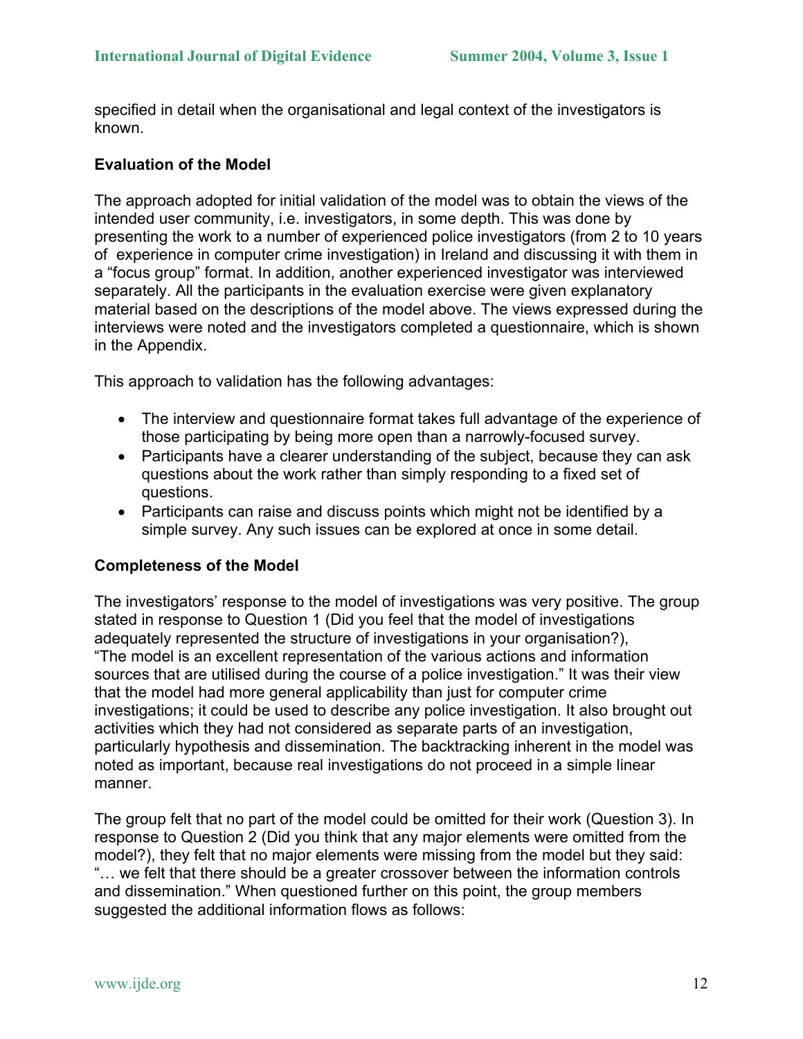specified in detail when the organisational and legal context of the investigators is known.

### Evaluation of the Model

The approach adopted for initial validation of the model was to obtain the views of the intended user community, i.e. investigators, in some depth. This was done by presenting the work to a number of experienced police investigators (from 2 to 10 years of experience in computer crime investigation) in Ireland and discussing it with them in a "focus group" format. In addition, another experienced investigator was interviewed separately. All the participants in the evaluation exercise were given explanatory material based on the descriptions of the model above. The views expressed during the interviews were noted and the investigators completed a questionnaire, which is shown in the Appendix.

This approach to validation has the following advantages:

- The interview and questionnaire format takes full advantage of the experience of those participating by being more open than a narrowly-focused survey.
- Participants have a clearer understanding of the subject, because they can ask questions about the work rather than simply responding to a fixed set of questions.
- Participants can raise and discuss points which might not be identified by a simple survey. Any such issues can be explored at once in some detail.

### Completeness of the Model

The investigators' response to the model of investigations was very positive. The group stated in response to Question 1 (Did you feel that the model of investigations adequately represented the structure of investigations in your organisation?), "The model is an excellent representation of the various actions and information sources that are utilised during the course of a police investigation." It was their view that the model had more general applicability than just for computer crime investigations; it could be used to describe any police investigation. It also brought out activities which they had not considered as separate parts of an investigation, particularly hypothesis and dissemination. The backtracking inherent in the model was noted as important, because real investigations do not proceed in a simple linear manner.

The group felt that no part of the model could be omitted for their work (Question 3). In response to Question 2 (Did you think that any major elements were omitted from the model?), they felt that no major elements were missing from the model but they said: "… we felt that there should be a greater crossover between the information controls and dissemination." When questioned further on this point, the group members suggested the additional information flows as follows: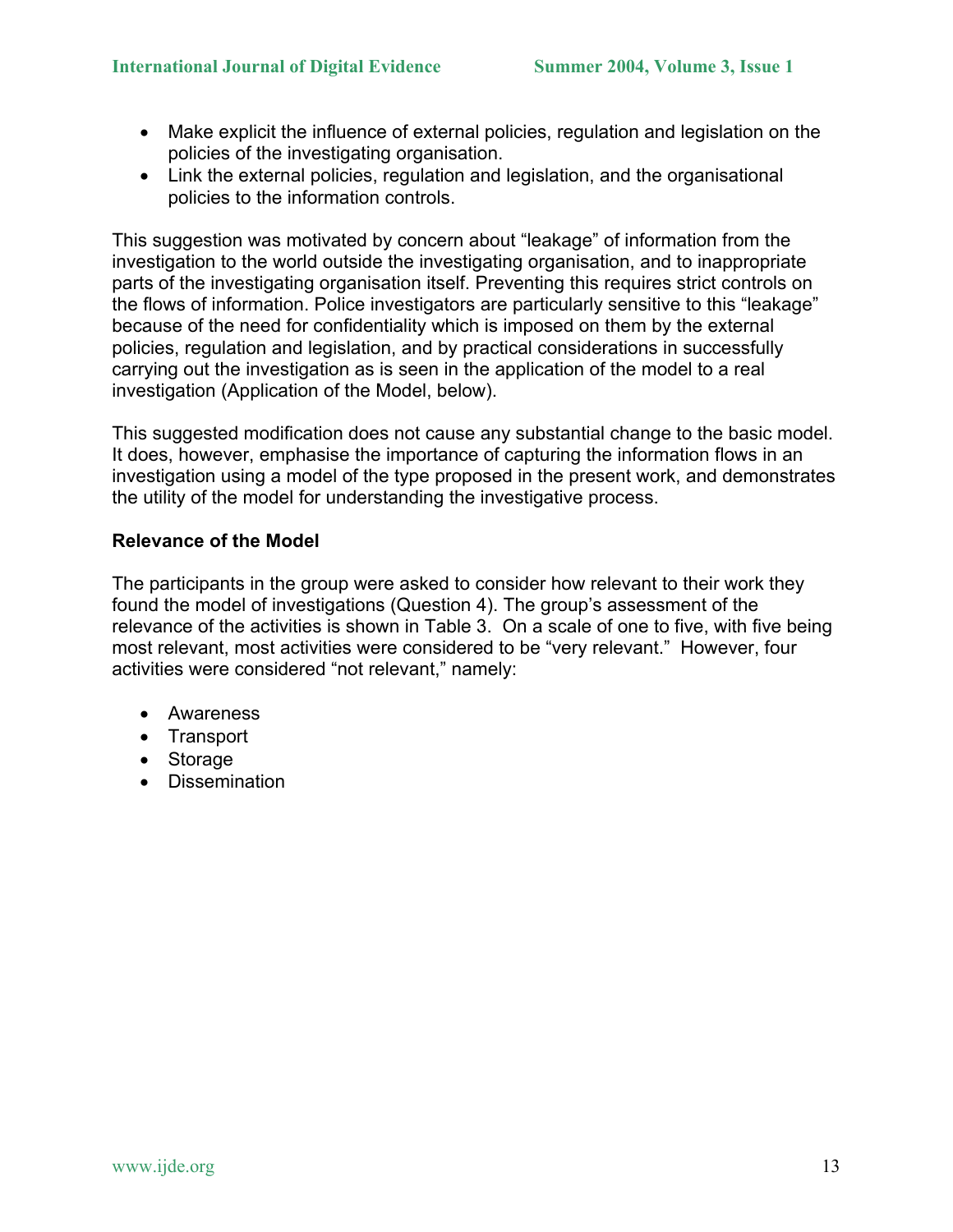- Make explicit the influence of external policies, regulation and legislation on the policies of the investigating organisation.
- Link the external policies, regulation and legislation, and the organisational policies to the information controls.

This suggestion was motivated by concern about "leakage" of information from the investigation to the world outside the investigating organisation, and to inappropriate parts of the investigating organisation itself. Preventing this requires strict controls on the flows of information. Police investigators are particularly sensitive to this "leakage" because of the need for confidentiality which is imposed on them by the external policies, regulation and legislation, and by practical considerations in successfully carrying out the investigation as is seen in the application of the model to a real investigation (Application of the Model, below).

This suggested modification does not cause any substantial change to the basic model. It does, however, emphasise the importance of capturing the information flows in an investigation using a model of the type proposed in the present work, and demonstrates the utility of the model for understanding the investigative process.

**Relevance of the Model**

The participants in the group were asked to consider how relevant to their work they found the model of investigations (Question 4). The group's assessment of the relevance of the activities is shown in Table 3. On a scale of one to five, with five being most relevant, most activities were considered to be "very relevant." However, four activities were considered "not relevant," namely:

- Awareness
- Transport
- Storage
- Dissemination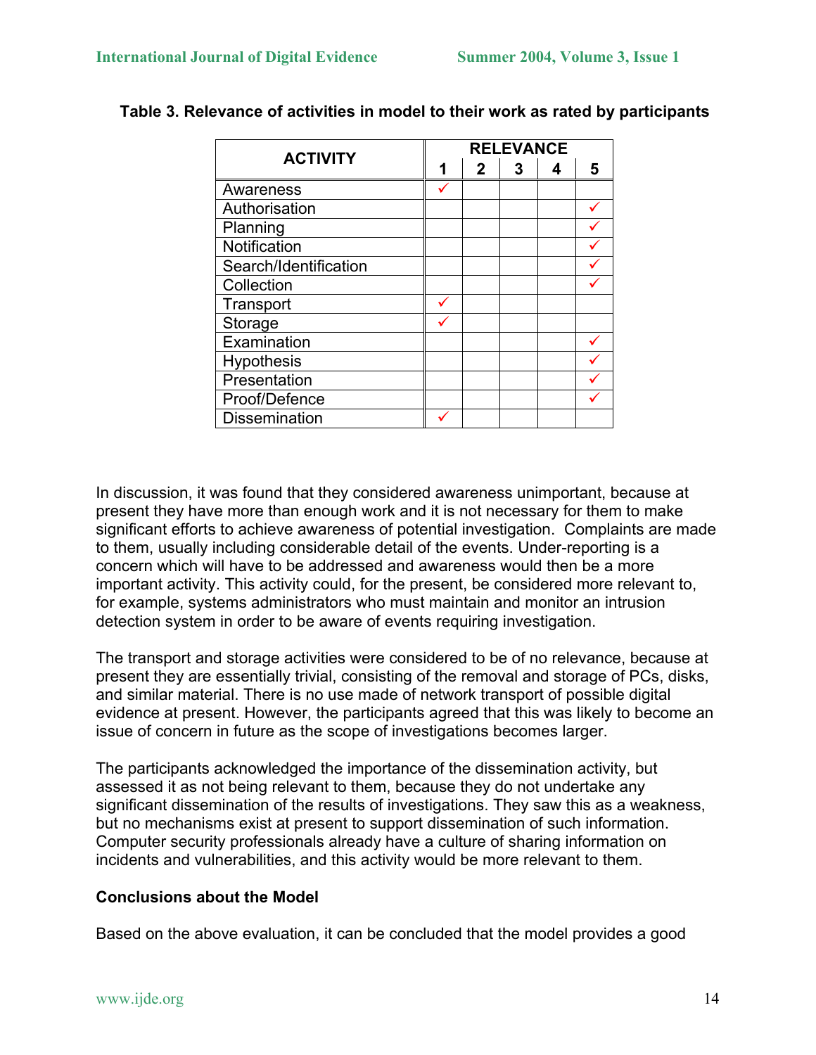**Table 3. Relevance of activities in model to their work as rated by participants**

| ACTIVITY | RELEVANCE | | | | |
|---|---|---|---|---|---|
| | 1 | 2 | 3 | 4 | 5 |
| Awareness | ✓ | | | | |
| Authorisation | | | | | ✓ |
| Planning | | | | | ✓ |
| Notification | | | | | ✓ |
| Search/Identification | | | | | ✓ |
| Collection | | | | | ✓ |
| Transport | ✓ | | | | |
| Storage | ✓ | | | | |
| Examination | | | | | ✓ |
| Hypothesis | | | | | ✓ |
| Presentation | | | | | ✓ |
| Proof/Defence | | | | | ✓ |
| Dissemination | ✓ | | | | |

In discussion, it was found that they considered awareness unimportant, because at present they have more than enough work and it is not necessary for them to make significant efforts to achieve awareness of potential investigation. Complaints are made to them, usually including considerable detail of the events. Under-reporting is a concern which will have to be addressed and awareness would then be a more important activity. This activity could, for the present, be considered more relevant to, for example, systems administrators who must maintain and monitor an intrusion detection system in order to be aware of events requiring investigation.

The transport and storage activities were considered to be of no relevance, because at present they are essentially trivial, consisting of the removal and storage of PCs, disks, and similar material. There is no use made of network transport of possible digital evidence at present. However, the participants agreed that this was likely to become an issue of concern in future as the scope of investigations becomes larger.

The participants acknowledged the importance of the dissemination activity, but assessed it as not being relevant to them, because they do not undertake any significant dissemination of the results of investigations. They saw this as a weakness, but no mechanisms exist at present to support dissemination of such information. Computer security professionals already have a culture of sharing information on incidents and vulnerabilities, and this activity would be more relevant to them.

**Conclusions about the Model**

Based on the above evaluation, it can be concluded that the model provides a good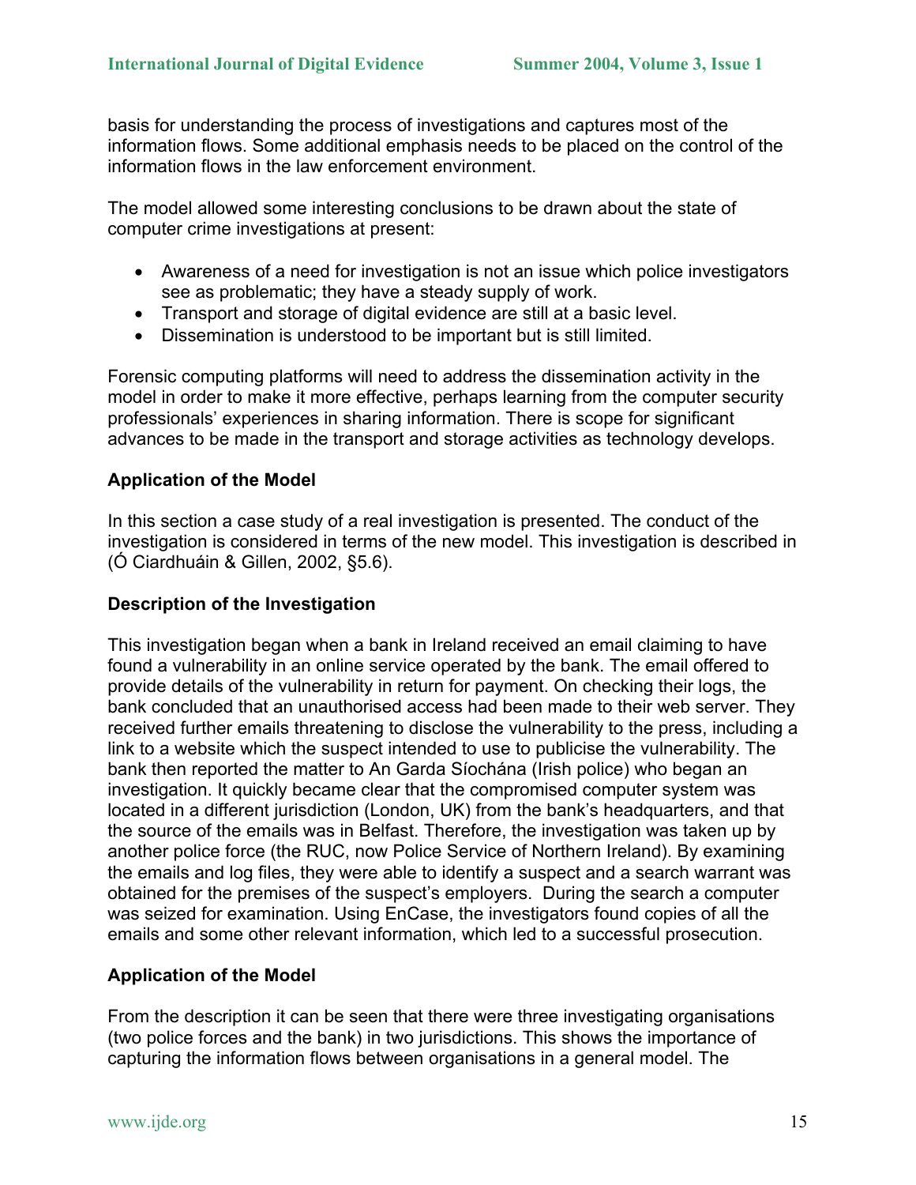basis for understanding the process of investigations and captures most of the information flows. Some additional emphasis needs to be placed on the control of the information flows in the law enforcement environment.

The model allowed some interesting conclusions to be drawn about the state of computer crime investigations at present:

- Awareness of a need for investigation is not an issue which police investigators see as problematic; they have a steady supply of work.
- Transport and storage of digital evidence are still at a basic level.
- Dissemination is understood to be important but is still limited.

Forensic computing platforms will need to address the dissemination activity in the model in order to make it more effective, perhaps learning from the computer security professionals' experiences in sharing information. There is scope for significant advances to be made in the transport and storage activities as technology develops.

## Application of the Model

In this section a case study of a real investigation is presented. The conduct of the investigation is considered in terms of the new model. This investigation is described in (Ó Ciardhuáin & Gillen, 2002, §5.6).

### Description of the Investigation

This investigation began when a bank in Ireland received an email claiming to have found a vulnerability in an online service operated by the bank. The email offered to provide details of the vulnerability in return for payment. On checking their logs, the bank concluded that an unauthorised access had been made to their web server. They received further emails threatening to disclose the vulnerability to the press, including a link to a website which the suspect intended to use to publicise the vulnerability. The bank then reported the matter to An Garda Síochána (Irish police) who began an investigation. It quickly became clear that the compromised computer system was located in a different jurisdiction (London, UK) from the bank's headquarters, and that the source of the emails was in Belfast. Therefore, the investigation was taken up by another police force (the RUC, now Police Service of Northern Ireland). By examining the emails and log files, they were able to identify a suspect and a search warrant was obtained for the premises of the suspect's employers. During the search a computer was seized for examination. Using EnCase, the investigators found copies of all the emails and some other relevant information, which led to a successful prosecution.

### Application of the Model

From the description it can be seen that there were three investigating organisations (two police forces and the bank) in two jurisdictions. This shows the importance of capturing the information flows between organisations in a general model. The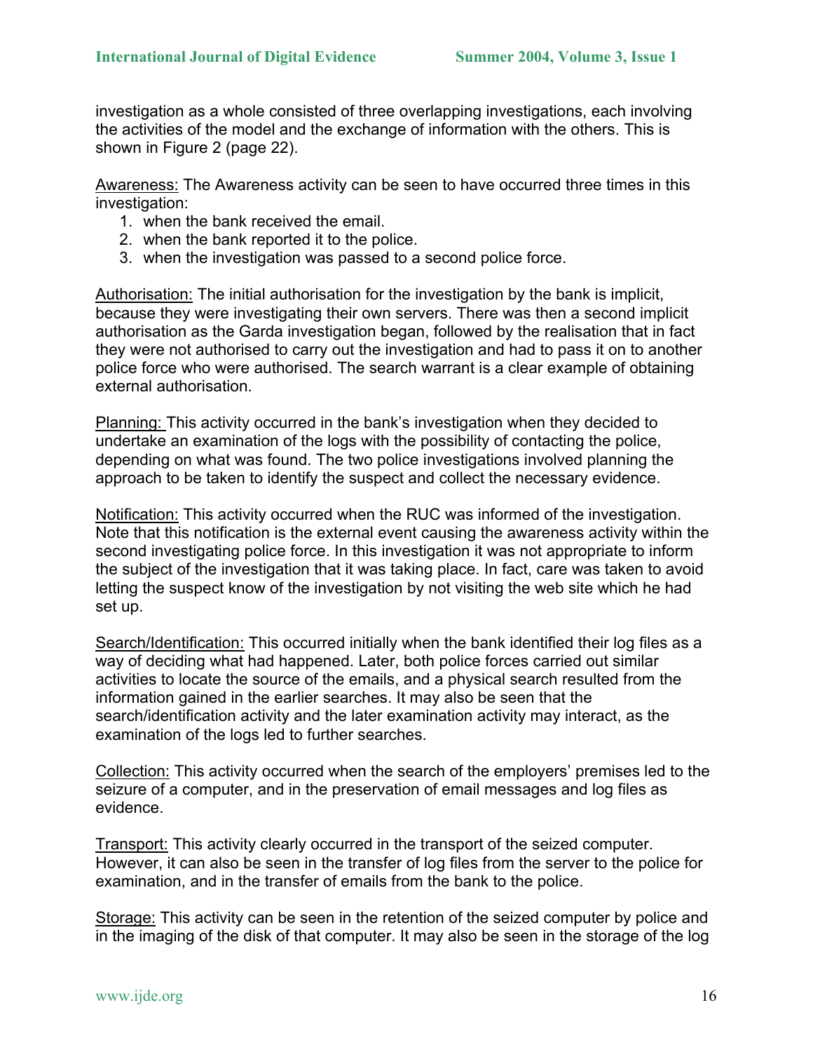investigation as a whole consisted of three overlapping investigations, each involving the activities of the model and the exchange of information with the others. This is shown in Figure 2 (page 22).

Awareness: The Awareness activity can be seen to have occurred three times in this investigation:

1. when the bank received the email.
2. when the bank reported it to the police.
3. when the investigation was passed to a second police force.

Authorisation: The initial authorisation for the investigation by the bank is implicit, because they were investigating their own servers. There was then a second implicit authorisation as the Garda investigation began, followed by the realisation that in fact they were not authorised to carry out the investigation and had to pass it on to another police force who were authorised. The search warrant is a clear example of obtaining external authorisation.

Planning: This activity occurred in the bank's investigation when they decided to undertake an examination of the logs with the possibility of contacting the police, depending on what was found. The two police investigations involved planning the approach to be taken to identify the suspect and collect the necessary evidence.

Notification: This activity occurred when the RUC was informed of the investigation. Note that this notification is the external event causing the awareness activity within the second investigating police force. In this investigation it was not appropriate to inform the subject of the investigation that it was taking place. In fact, care was taken to avoid letting the suspect know of the investigation by not visiting the web site which he had set up.

Search/Identification: This occurred initially when the bank identified their log files as a way of deciding what had happened. Later, both police forces carried out similar activities to locate the source of the emails, and a physical search resulted from the information gained in the earlier searches. It may also be seen that the search/identification activity and the later examination activity may interact, as the examination of the logs led to further searches.

Collection: This activity occurred when the search of the employers' premises led to the seizure of a computer, and in the preservation of email messages and log files as evidence.

Transport: This activity clearly occurred in the transport of the seized computer. However, it can also be seen in the transfer of log files from the server to the police for examination, and in the transfer of emails from the bank to the police.

Storage: This activity can be seen in the retention of the seized computer by police and in the imaging of the disk of that computer. It may also be seen in the storage of the log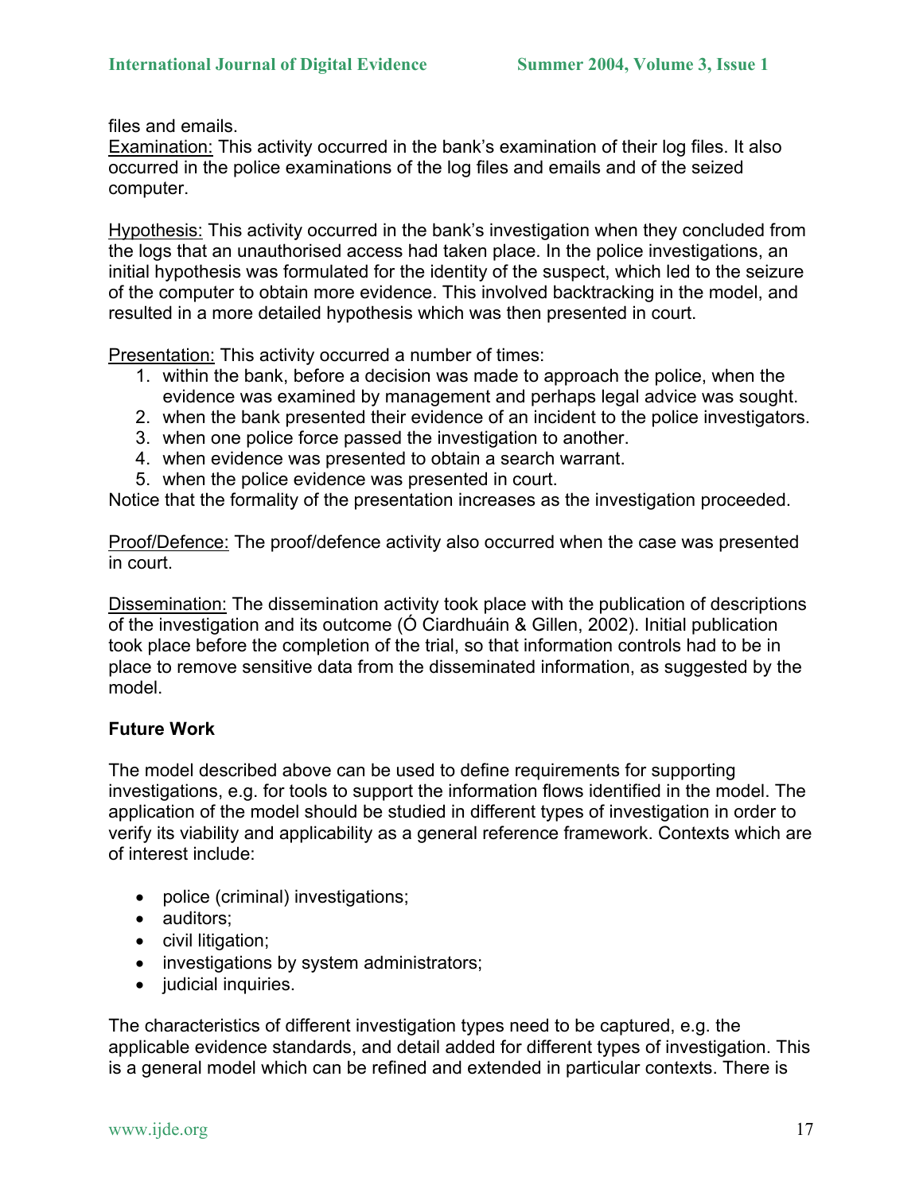files and emails.
Examination: This activity occurred in the bank's examination of their log files. It also occurred in the police examinations of the log files and emails and of the seized computer.

Hypothesis: This activity occurred in the bank's investigation when they concluded from the logs that an unauthorised access had taken place. In the police investigations, an initial hypothesis was formulated for the identity of the suspect, which led to the seizure of the computer to obtain more evidence. This involved backtracking in the model, and resulted in a more detailed hypothesis which was then presented in court.

Presentation: This activity occurred a number of times:

1. within the bank, before a decision was made to approach the police, when the evidence was examined by management and perhaps legal advice was sought.
2. when the bank presented their evidence of an incident to the police investigators.
3. when one police force passed the investigation to another.
4. when evidence was presented to obtain a search warrant.
5. when the police evidence was presented in court.

Notice that the formality of the presentation increases as the investigation proceeded.

Proof/Defence: The proof/defence activity also occurred when the case was presented in court.

Dissemination: The dissemination activity took place with the publication of descriptions of the investigation and its outcome (Ó Ciardhuáin & Gillen, 2002). Initial publication took place before the completion of the trial, so that information controls had to be in place to remove sensitive data from the disseminated information, as suggested by the model.

**Future Work**

The model described above can be used to define requirements for supporting investigations, e.g. for tools to support the information flows identified in the model. The application of the model should be studied in different types of investigation in order to verify its viability and applicability as a general reference framework. Contexts which are of interest include:

- police (criminal) investigations;
- auditors;
- civil litigation;
- investigations by system administrators;
- judicial inquiries.

The characteristics of different investigation types need to be captured, e.g. the applicable evidence standards, and detail added for different types of investigation. This is a general model which can be refined and extended in particular contexts. There is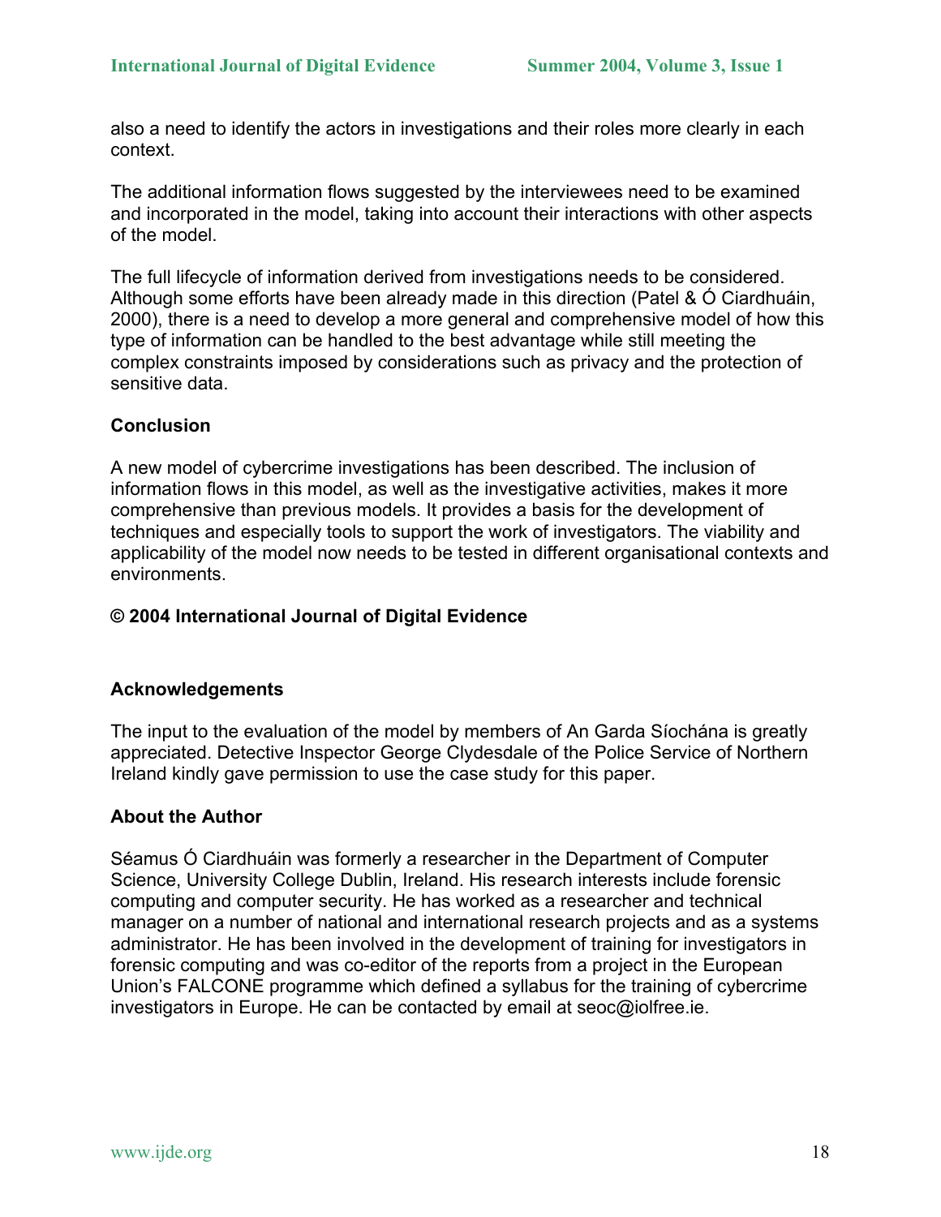also a need to identify the actors in investigations and their roles more clearly in each context.

The additional information flows suggested by the interviewees need to be examined and incorporated in the model, taking into account their interactions with other aspects of the model.

The full lifecycle of information derived from investigations needs to be considered. Although some efforts have been already made in this direction (Patel & Ó Ciardhuáin, 2000), there is a need to develop a more general and comprehensive model of how this type of information can be handled to the best advantage while still meeting the complex constraints imposed by considerations such as privacy and the protection of sensitive data.

### Conclusion

A new model of cybercrime investigations has been described. The inclusion of information flows in this model, as well as the investigative activities, makes it more comprehensive than previous models. It provides a basis for the development of techniques and especially tools to support the work of investigators. The viability and applicability of the model now needs to be tested in different organisational contexts and environments.

**© 2004 International Journal of Digital Evidence**

### Acknowledgements

The input to the evaluation of the model by members of An Garda Síochána is greatly appreciated. Detective Inspector George Clydesdale of the Police Service of Northern Ireland kindly gave permission to use the case study for this paper.

### About the Author

Séamus Ó Ciardhuáin was formerly a researcher in the Department of Computer Science, University College Dublin, Ireland. His research interests include forensic computing and computer security. He has worked as a researcher and technical manager on a number of national and international research projects and as a systems administrator. He has been involved in the development of training for investigators in forensic computing and was co-editor of the reports from a project in the European Union's FALCONE programme which defined a syllabus for the training of cybercrime investigators in Europe. He can be contacted by email at seoc@iolfree.ie.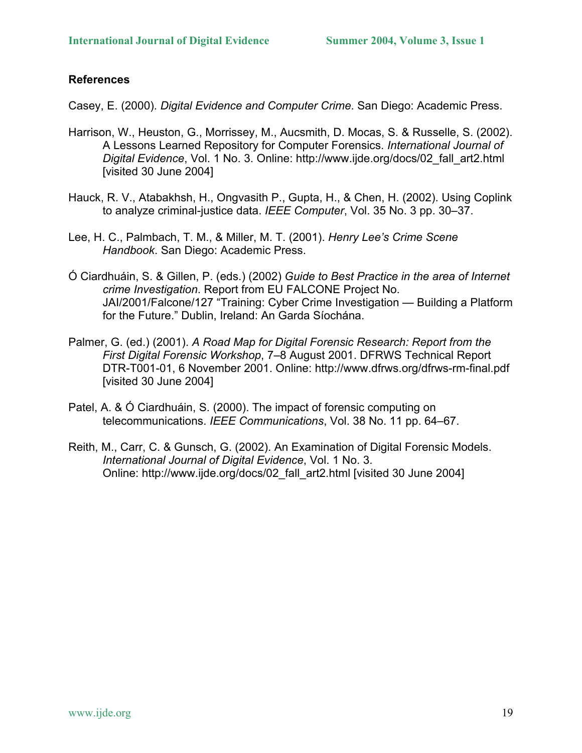**References**

Casey, E. (2000). *Digital Evidence and Computer Crime*. San Diego: Academic Press.

Harrison, W., Heuston, G., Morrissey, M., Aucsmith, D. Mocas, S. & Russelle, S. (2002). A Lessons Learned Repository for Computer Forensics. *International Journal of Digital Evidence*, Vol. 1 No. 3. Online: http://www.ijde.org/docs/02_fall_art2.html [visited 30 June 2004]

Hauck, R. V., Atabakhsh, H., Ongvasith P., Gupta, H., & Chen, H. (2002). Using Coplink to analyze criminal-justice data. *IEEE Computer*, Vol. 35 No. 3 pp. 30–37.

Lee, H. C., Palmbach, T. M., & Miller, M. T. (2001). *Henry Lee's Crime Scene Handbook*. San Diego: Academic Press.

Ó Ciardhuáin, S. & Gillen, P. (eds.) (2002) *Guide to Best Practice in the area of Internet crime Investigation*. Report from EU FALCONE Project No. JAI/2001/Falcone/127 "Training: Cyber Crime Investigation — Building a Platform for the Future." Dublin, Ireland: An Garda Síochána.

Palmer, G. (ed.) (2001). *A Road Map for Digital Forensic Research: Report from the First Digital Forensic Workshop*, 7–8 August 2001. DFRWS Technical Report DTR-T001-01, 6 November 2001. Online: http://www.dfrws.org/dfrws-rm-final.pdf [visited 30 June 2004]

Patel, A. & Ó Ciardhuáin, S. (2000). The impact of forensic computing on telecommunications. *IEEE Communications*, Vol. 38 No. 11 pp. 64–67.

Reith, M., Carr, C. & Gunsch, G. (2002). An Examination of Digital Forensic Models. *International Journal of Digital Evidence*, Vol. 1 No. 3. Online: http://www.ijde.org/docs/02_fall_art2.html [visited 30 June 2004]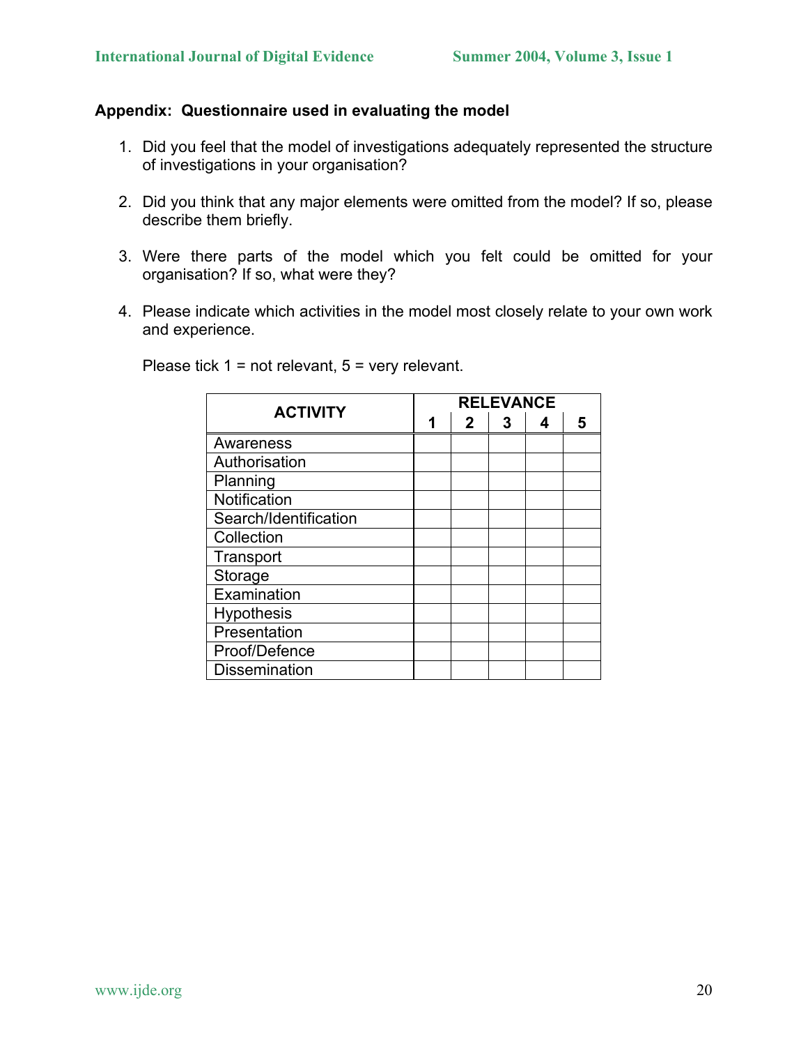## Appendix: Questionnaire used in evaluating the model

1. Did you feel that the model of investigations adequately represented the structure of investigations in your organisation?

2. Did you think that any major elements were omitted from the model? If so, please describe them briefly.

3. Were there parts of the model which you felt could be omitted for your organisation? If so, what were they?

4. Please indicate which activities in the model most closely relate to your own work and experience.

   Please tick 1 = not relevant, 5 = very relevant.

| ACTIVITY | RELEVANCE | | | | |
|---|---|---|---|---|---|
| | 1 | 2 | 3 | 4 | 5 |
| Awareness | | | | | |
| Authorisation | | | | | |
| Planning | | | | | |
| Notification | | | | | |
| Search/Identification | | | | | |
| Collection | | | | | |
| Transport | | | | | |
| Storage | | | | | |
| Examination | | | | | |
| Hypothesis | | | | | |
| Presentation | | | | | |
| Proof/Defence | | | | | |
| Dissemination | | | | | |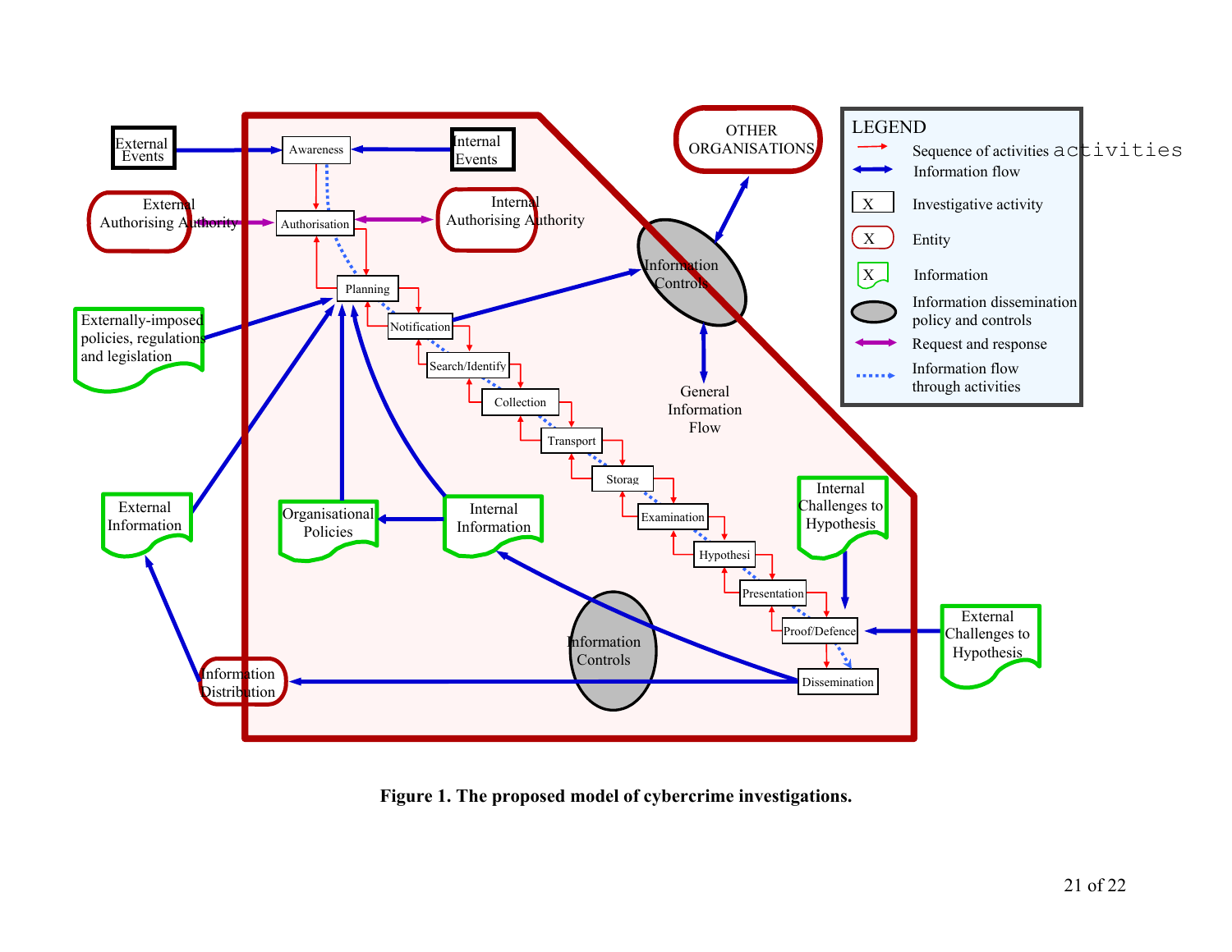**Figure 1. The proposed model of cybercrime investigations.**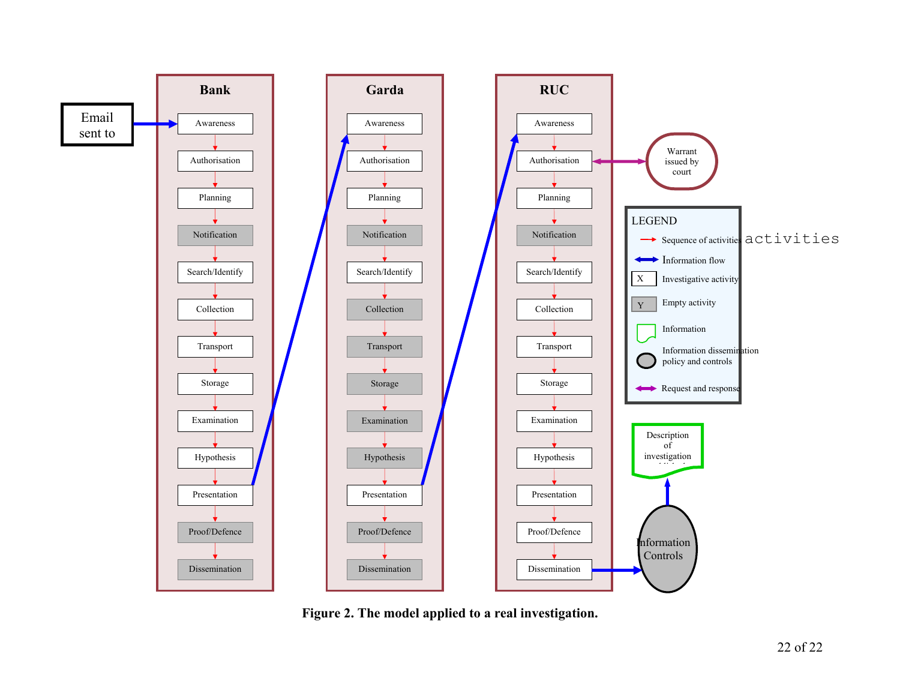Bank

Email sent to

Awareness
Authorisation
Planning
Notification
Search/Identify
Collection
Transport
Storage
Examination
Hypothesis
Presentation
Proof/Defence
Dissemination

Garda

Awareness
Authorisation
Planning
Notification
Search/Identify
Collection
Transport
Storage
Examination
Hypothesis
Presentation
Proof/Defence
Dissemination

RUC

Awareness
Authorisation
Planning
Notification
Search/Identify
Collection
Transport
Storage
Examination
Hypothesis
Presentation
Proof/Defence
Dissemination

Warrant issued by court

LEGEND
Sequence of activities
Information flow
X Investigative activity
Y Empty activity
Information
Information dissemination policy and controls
Request and response

Description of investigation

Information Controls

**Figure 2. The model applied to a real investigation.**